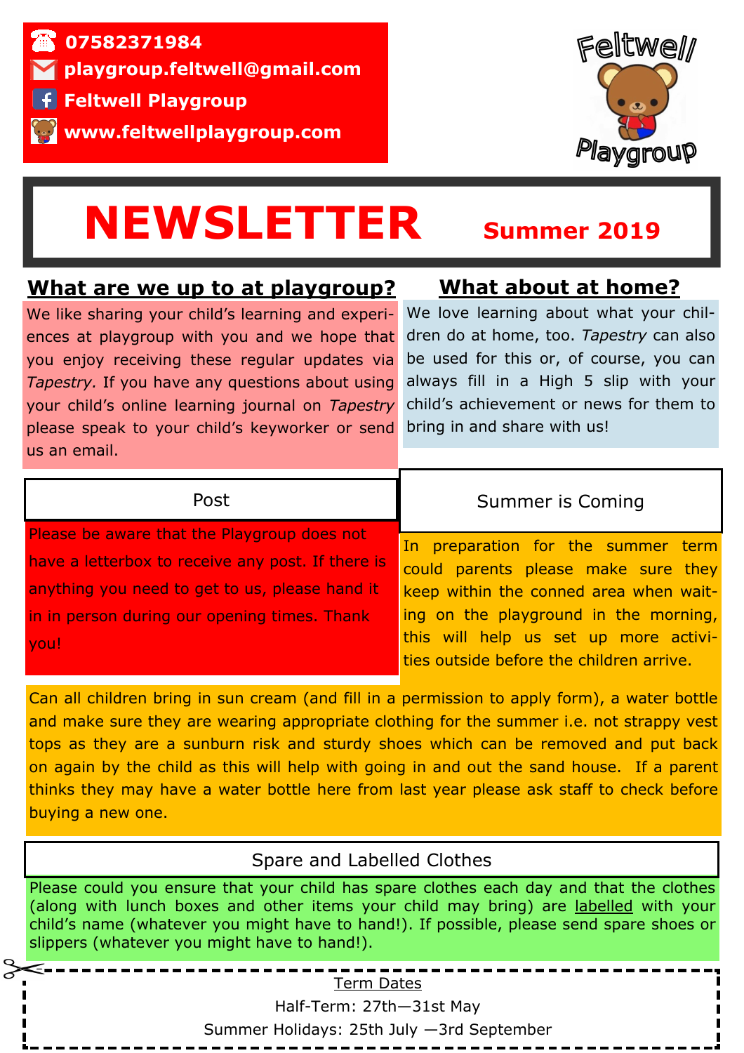07582371984

playgroup.feltwell@gmail.com

Feltwell Playgroup

www.feltwellplaygroup.com

Feltwell Playgroup

# NEWSLETTER Summer 2019

## What are we up to at playgroup?

We like sharing your child's learning and experiences at playgroup with you and we hope that you enjoy receiving these regular updates via *Tapestry.* If you have any questions about using your child's online learning journal on *Tapestry* please speak to your child's keyworker or send us an email.

## What about at home?

We love learning about what your children do at home, too. *Tapestry* can also be used for this or, of course, you can always fill in a High 5 slip with your child's achievement or news for them to bring in and share with us!

## Post

Please be aware that the Playgroup does not have a letterbox to receive any post. If there is anything you need to get to us, please hand it in in person during our opening times. Thank you!

## Summer is Coming

In preparation for the summer term could parents please make sure they keep within the conned area when waiting on the playground in the morning, this will help us set up more activities outside before the children arrive.

Can all children bring in sun cream (and fill in a permission to apply form), a water bottle and make sure they are wearing appropriate clothing for the summer i.e. not strappy vest tops as they are a sunburn risk and sturdy shoes which can be removed and put back on again by the child as this will help with going in and out the sand house. If a parent thinks they may have a water bottle here from last year please ask staff to check before buying a new one.

## Spare and Labelled Clothes

Please could you ensure that your child has spare clothes each day and that the clothes (along with lunch boxes and other items your child may bring) are labelled with your child's name (whatever you might have to hand!). If possible, please send spare shoes or slippers (whatever you might have to hand!).

**Term Dates**

Half-Term: 27th—31st May

Summer Holidays: 25th July —3rd September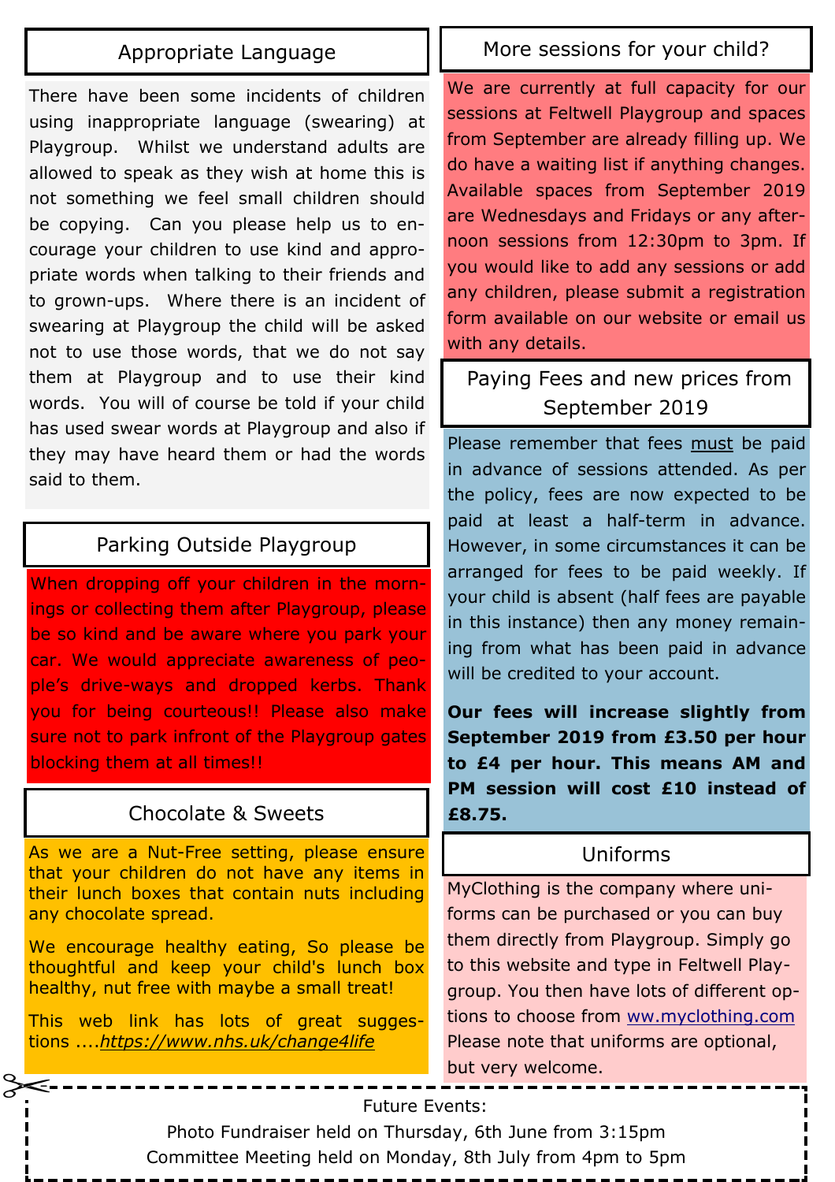## Appropriate Language

There have been some incidents of children using inappropriate language (swearing) at Playgroup. Whilst we understand adults are allowed to speak as they wish at home this is not something we feel small children should be copying. Can you please help us to encourage your children to use kind and appropriate words when talking to their friends and to grown-ups. Where there is an incident of swearing at Playgroup the child will be asked not to use those words, that we do not say them at Playgroup and to use their kind words. You will of course be told if your child has used swear words at Playgroup and also if they may have heard them or had the words said to them.

## Parking Outside Playgroup

When dropping off your children in the mornings or collecting them after Playgroup, please be so kind and be aware where you park your car. We would appreciate awareness of people's drive-ways and dropped kerbs. Thank you for being courteous!! Please also make sure not to park infront of the Playgroup gates blocking them at all times!!

## Chocolate & Sweets

As we are a Nut-Free setting, please ensure that your children do not have any items in their lunch boxes that contain nuts including any chocolate spread.

We encourage healthy eating, So please be thoughtful and keep your child's lunch box healthy, nut free with maybe a small treat!

This web link has lots of great suggestions ....*https://www.nhs.uk/change4life*

## More sessions for your child?

We are currently at full capacity for our sessions at Feltwell Playgroup and spaces from September are already filling up. We do have a waiting list if anything changes. Available spaces from September 2019 are Wednesdays and Fridays or any afternoon sessions from 12:30pm to 3pm. If you would like to add any sessions or add any children, please submit a registration form available on our website or email us with any details.

## Paying Fees and new prices from September 2019

Please remember that fees must be paid in advance of sessions attended. As per the policy, fees are now expected to be paid at least a half-term in advance. However, in some circumstances it can be arranged for fees to be paid weekly. If your child is absent (half fees are payable in this instance) then any money remaining from what has been paid in advance will be credited to your account.

**Our fees will increase slightly from September 2019 from £3.50 per hour to £4 per hour. This means AM and PM session will cost £10 instead of £8.75.**

## Uniforms

MyClothing is the company where uniforms can be purchased or you can buy them directly from Playgroup. Simply go to this website and type in Feltwell Playgroup. You then have lots of different options to choose from ww.myclothing.com Please note that uniforms are optional, but very welcome.

---

Future Events:

Photo Fundraiser held on Thursday, 6th June from 3:15pm

Committee Meeting held on Monday, 8th July from 4pm to 5pm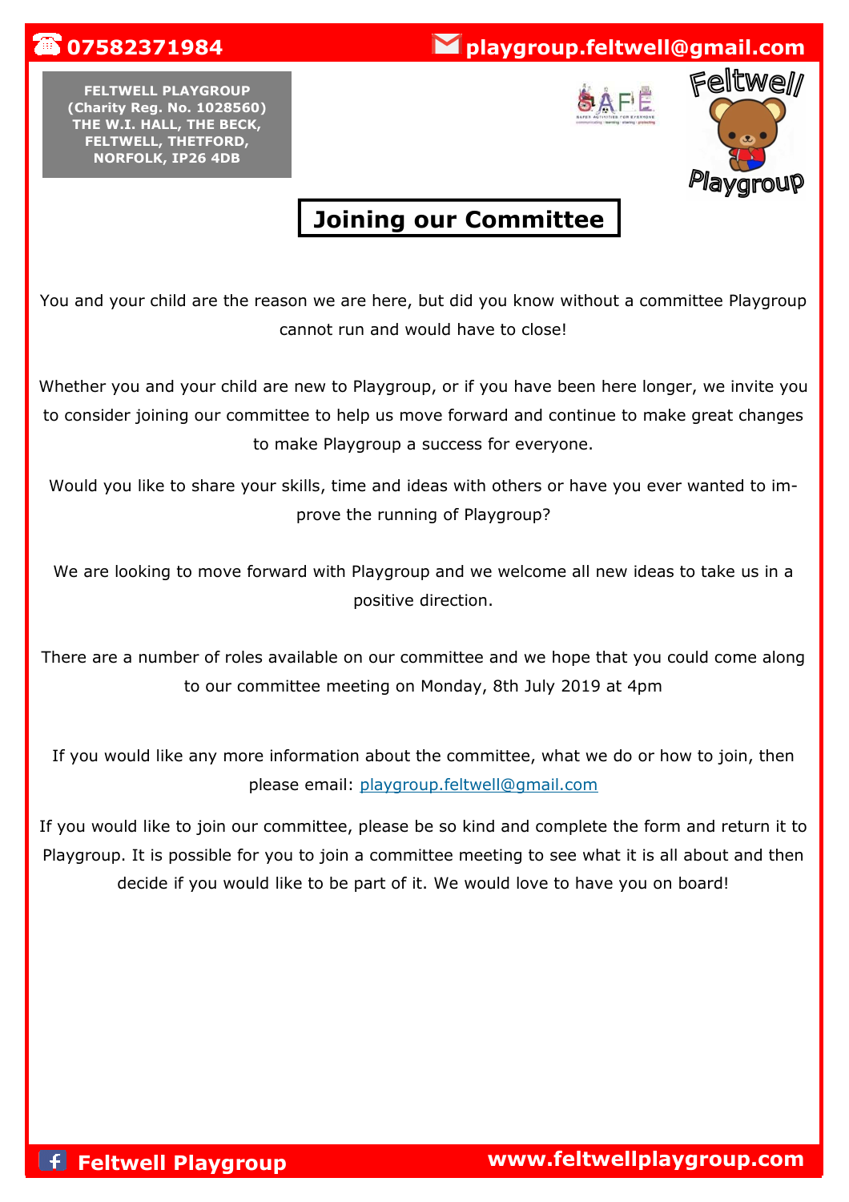07582371984

playgroup.feltwell@gmail.com

**FELTWELL PLAYGROUP**
**(Charity Reg. No. 1028560)**
**THE W.I. HALL, THE BECK,**
**FELTWELL, THETFORD,**
**NORFOLK, IP26 4DB**

# Joining our Committee

You and your child are the reason we are here, but did you know without a committee Playgroup cannot run and would have to close!

Whether you and your child are new to Playgroup, or if you have been here longer, we invite you to consider joining our committee to help us move forward and continue to make great changes to make Playgroup a success for everyone.

Would you like to share your skills, time and ideas with others or have you ever wanted to improve the running of Playgroup?

We are looking to move forward with Playgroup and we welcome all new ideas to take us in a positive direction.

There are a number of roles available on our committee and we hope that you could come along to our committee meeting on Monday, 8th July 2019 at 4pm

If you would like any more information about the committee, what we do or how to join, then please email: playgroup.feltwell@gmail.com

If you would like to join our committee, please be so kind and complete the form and return it to Playgroup. It is possible for you to join a committee meeting to see what it is all about and then decide if you would like to be part of it. We would love to have you on board!

Feltwell Playgroup

www.feltwellplaygroup.com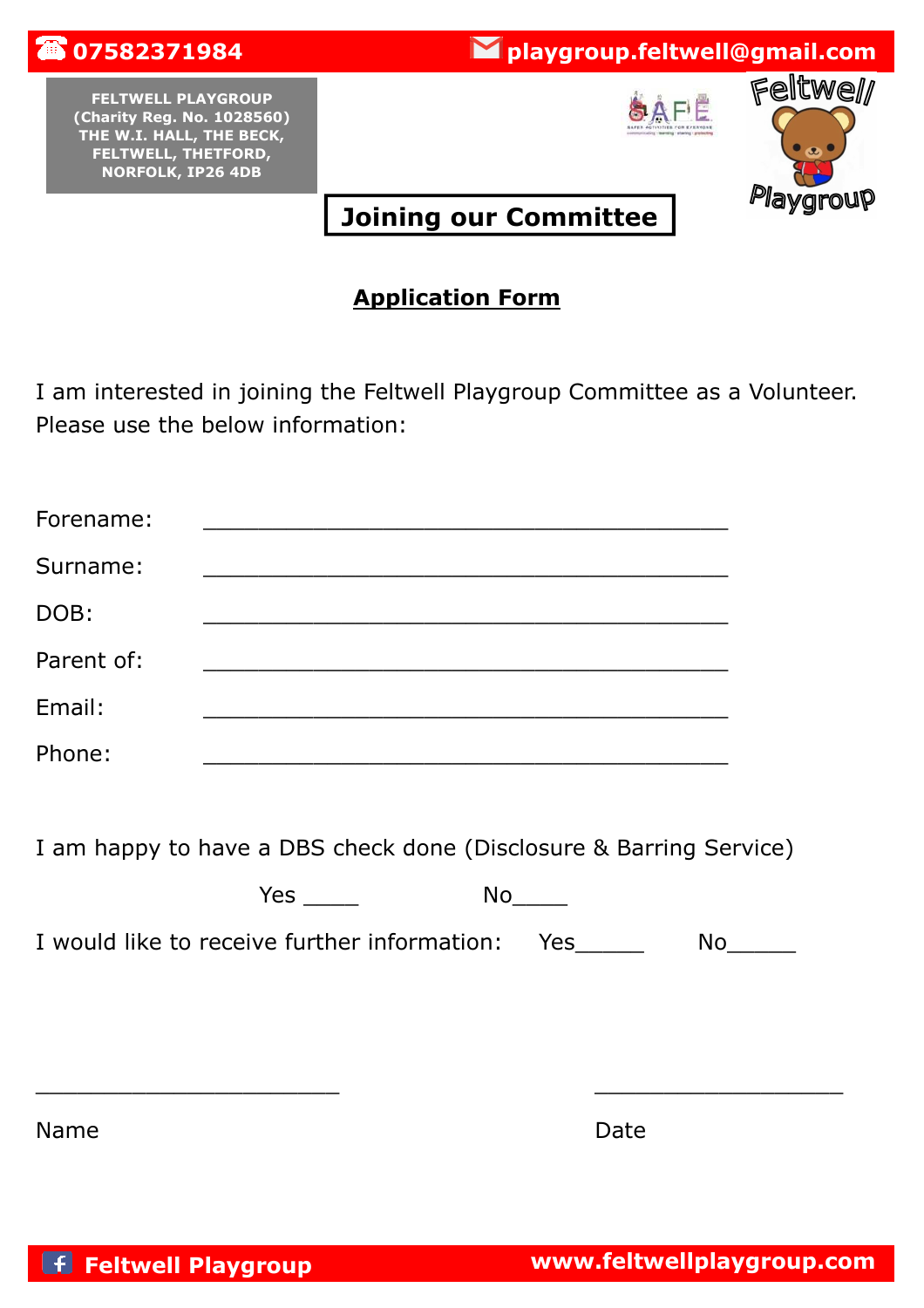07582371984 playgroup.feltwell@gmail.com

**FELTWELL PLAYGROUP**
**(Charity Reg. No. 1028560)**
**THE W.I. HALL, THE BECK,**
**FELTWELL, THETFORD,**
**NORFOLK, IP26 4DB**

# Joining our Committee

## Application Form

I am interested in joining the Feltwell Playgroup Committee as a Volunteer. Please use the below information:

Forename: ___________________________________________

Surname: ___________________________________________

DOB: ___________________________________________

Parent of: ___________________________________________

Email: ___________________________________________

Phone: ___________________________________________

I am happy to have a DBS check done (Disclosure & Barring Service)

Yes _____ No_____

I would like to receive further information: Yes______ No______

_________________________ ____________________

Name Date

Feltwell Playgroup www.feltwellplaygroup.com